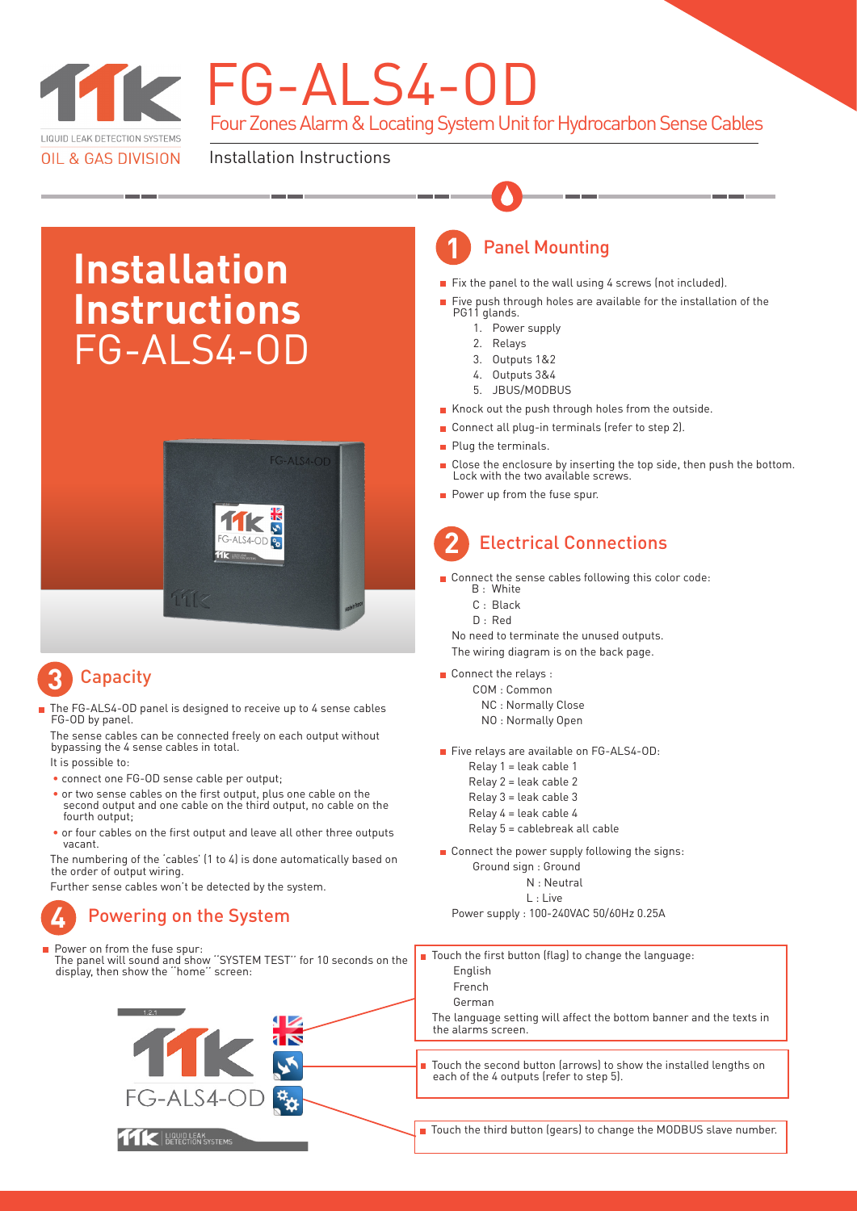LIQUID LEAK DETECTION SYSTEMS

OIL & GAS DIVISION

# FG-ALS4-OD

Four Zones Alarm & Locating System Unit for Hydrocarbon Sense Cables

Installation Instructions

# Installation Instructions FG-ALS4-OD

## 1 Panel Mounting

- Fix the panel to the wall using 4 screws (not included).
- Five push through holes are available for the installation of the PG11 glands.
  1. Power supply
  2. Relays
  3. Outputs 1&2
  4. Outputs 3&4
  5. JBUS/MODBUS
- Knock out the push through holes from the outside.
- Connect all plug-in terminals (refer to step 2).
- Plug the terminals.
- Close the enclosure by inserting the top side, then push the bottom. Lock with the two available screws.
- Power up from the fuse spur.

## 2 Electrical Connections

- Connect the sense cables following this color code:
  - B : White
  - C : Black
  - D : Red

  No need to terminate the unused outputs.

  The wiring diagram is on the back page.
- Connect the relays :
  - COM : Common
  - NC : Normally Close
  - NO : Normally Open
- Five relays are available on FG-ALS4-OD:
  - Relay 1 = leak cable 1
  - Relay 2 = leak cable 2
  - Relay 3 = leak cable 3
  - Relay 4 = leak cable 4
  - Relay 5 = cablebreak all cable
- Connect the power supply following the signs:
  - Ground sign : Ground
  - N : Neutral
  - L : Live

  Power supply : 100-240VAC 50/60Hz 0.25A

## 3 Capacity

- The FG-ALS4-OD panel is designed to receive up to 4 sense cables FG-OD by panel.

  The sense cables can be connected freely on each output without bypassing the 4 sense cables in total.

  It is possible to:
  - connect one FG-OD sense cable per output;
  - or two sense cables on the first output, plus one cable on the second output and one cable on the third output, no cable on the fourth output;
  - or four cables on the first output and leave all other three outputs vacant.

  The numbering of the 'cables' (1 to 4) is done automatically based on the order of output wiring.

  Further sense cables won't be detected by the system.

## 4 Powering on the System

- Power on from the fuse spur:
  The panel will sound and show ''SYSTEM TEST'' for 10 seconds on the display, then show the ''home'' screen:

- Touch the first button (flag) to change the language:
  - English
  - French
  - German

  The language setting will affect the bottom banner and the texts in the alarms screen.
- Touch the second button (arrows) to show the installed lengths on each of the 4 outputs (refer to step 5).
- Touch the third button (gears) to change the MODBUS slave number.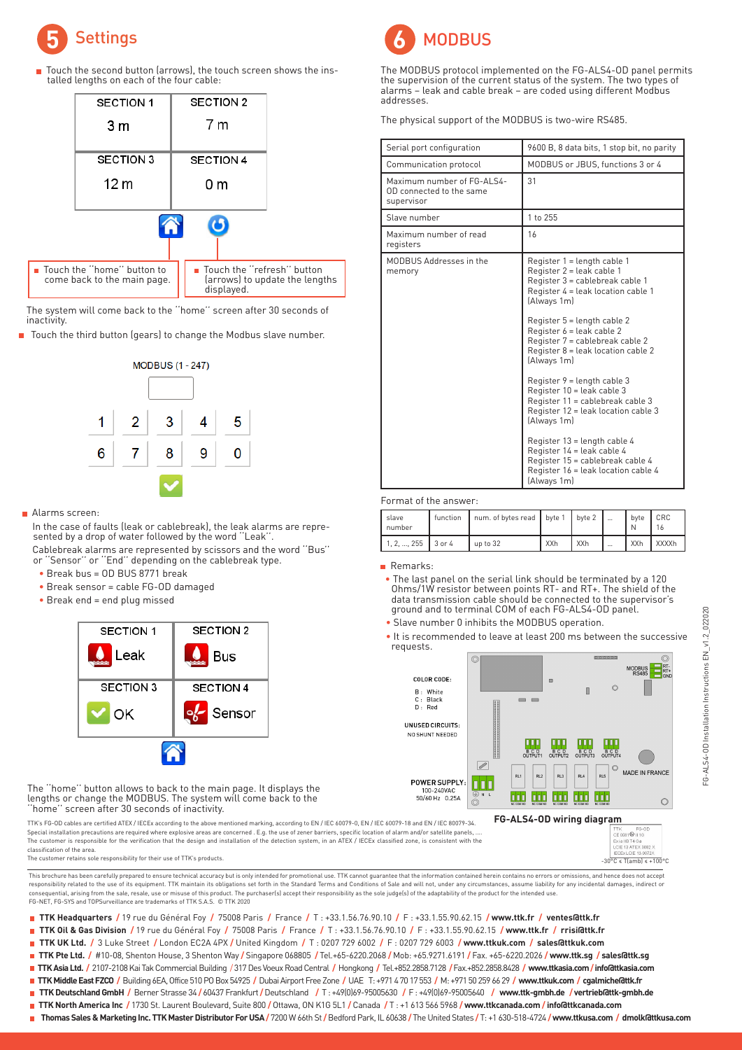# 5 Settings

- Touch the second button (arrows), the touch screen shows the installed lengths on each of the four cable:

| SECTION 1 | SECTION 2 |
|---|---|
| 3 m | 7 m |
| **SECTION 3** | **SECTION 4** |
| 12 m | 0 m |

- Touch the "home" button to come back to the main page.
- Touch the "refresh" button (arrows) to update the lengths displayed.

The system will come back to the "home" screen after 30 seconds of inactivity.

- Touch the third button (gears) to change the Modbus slave number.

MODBUS (1 - 247)

1 2 3 4 5
6 7 8 9 0

- Alarms screen:

In the case of faults (leak or cablebreak), the leak alarms are represented by a drop of water followed by the word "Leak".
Cablebreak alarms are represented by scissors and the word "Bus" or "Sensor" or "End" depending on the cablebreak type.

- Break bus = OD BUS 8771 break
- Break sensor = cable FG-OD damaged
- Break end = end plug missed

| SECTION 1 | SECTION 2 |
|---|---|
| Leak | Bus |
| **SECTION 3** | **SECTION 4** |
| OK | Sensor |

The "home" button allows to back to the main page. It displays the lengths or change the MODBUS. The system will come back to the "home" screen after 30 seconds of inactivity.

TTK's FG-OD cables are certified ATEX / IECEx according to the above mentioned marking, according to EN / IEC 60079-0, EN / IEC 60079-18 and EN / IEC 60079-34.
Special installation precautions are required where explosive areas are concerned . E.g. the use of zener barriers, specific location of alarm and/or satellite panels, ....
The customer is responsible for the verification that the design and installation of the detection system, in an ATEX / IECEx classified zone, is consistent with the classification of the area.
The customer retains sole responsibility for their use of TTK's products.

# 6 MODBUS

The MODBUS protocol implemented on the FG-ALS4-OD panel permits the supervision of the current status of the system. The two types of alarms – leak and cable break – are coded using different Modbus addresses.

The physical support of the MODBUS is two-wire RS485.

| | |
|---|---|
| Serial port configuration | 9600 B, 8 data bits, 1 stop bit, no parity |
| Communication protocol | MODBUS or JBUS, functions 3 or 4 |
| Maximum number of FG-ALS4-OD connected to the same supervisor | 31 |
| Slave number | 1 to 255 |
| Maximum number of read registers | 16 |
| MODBUS Addresses in the memory | Register 1 = length cable 1<br>Register 2 = leak cable 1<br>Register 3 = cablebreak cable 1<br>Register 4 = leak location cable 1 (Always 1m)<br><br>Register 5 = length cable 2<br>Register 6 = leak cable 2<br>Register 7 = cablebreak cable 2<br>Register 8 = leak location cable 2 (Always 1m)<br><br>Register 9 = length cable 3<br>Register 10 = leak cable 3<br>Register 11 = cablebreak cable 3<br>Register 12 = leak location cable 3 (Always 1m)<br><br>Register 13 = length cable 4<br>Register 14 = leak cable 4<br>Register 15 = cablebreak cable 4<br>Register 16 = leak location cable 4 (Always 1m) |

Format of the answer:

| slave number | function | num. of bytes read | byte 1 | byte 2 | ... | byte N | CRC 16 |
|---|---|---|---|---|---|---|---|
| 1, 2, ..., 255 | 3 or 4 | up to 32 | XXh | XXh | ... | XXh | XXXXh |

- Remarks:
  - The last panel on the serial link should be terminated by a 120 Ohms/1W resistor between points RT- and RT+. The shield of the data transmission cable should be connected to the supervisor's ground and to terminal COM of each FG-ALS4-OD panel.
  - Slave number 0 inhibits the MODBUS operation.
  - It is recommended to leave at least 200 ms between the successive requests.

COLOR CODE:
B : White
C : Black
D : Red

UNUSED CIRCUITS:
NO SHUNT NEEDED

POWER SUPPLY:
100-240VAC
50/60 Hz 0.25A

MODBUS RS485: RT- RT+ GND

OUTPUT1 OUTPUT2 OUTPUT3 OUTPUT4

RL1 RL2 RL3 RL4 RL5

MADE IN FRANCE

**FG-ALS4-OD wiring diagram**

TTK FG-OD
CE 0081 II 1G
Ex ia IIB T4 Ga
LCIE 13 ATEX 3082 X
IECEx LCIE 13.0072X
-30°C ≤ T(amb) ≤ +100°C

This brochure has been carefully prepared to ensure technical accuracy but is only intended for promotional use. TTK cannot guarantee that the information contained herein contains no errors or omissions, and hence does not accept responsibility related to the use of its equipment. TTK maintain its obligations set forth in the Standard Terms and Conditions of Sale and will not, under any circumstances, assume liability for any incidental damages, indirect or consequential, arising from the sale, resale, use or misuse of this product. The purchaser(s) accept their responsibility as the sole judge(s) of the adaptability of the product for the intended use.
FG-NET, FG-SYS and TOPSurveillance are trademarks of TTK S.A.S. © TTK 2020

- **TTK Headquarters** / 19 rue du Général Foy / 75008 Paris / France / T : +33.1.56.76.90.10 / F : +33.1.55.90.62.15 / **www.ttk.fr** / **ventes@ttk.fr**
- **TTK Oil & Gas Division** / 19 rue du Général Foy / 75008 Paris / France / T : +33.1.56.76.90.10 / F : +33.1.55.90.62.15 / **www.ttk.fr** / **rrisi@ttk.fr**
- **TTK UK Ltd.** / 3 Luke Street / London EC2A 4PX / United Kingdom / T : 0207 729 6002 / F : 0207 729 6003 / **www.ttkuk.com** / **sales@ttkuk.com**
- **TTK Pte Ltd.** / #10-08, Shenton House, 3 Shenton Way / Singapore 068805 / Tel.+65-6220.2068 / Mob: +65.9271.6191 / Fax. +65-6220.2026 / **www.ttk.sg** / **sales@ttk.sg**
- **TTK Asia Ltd.** / 2107-2108 Kai Tak Commercial Building / 317 Des Voeux Road Central / Hongkong / Tel.+852.2858.7128 / Fax.+852.2858.8428 / **www.ttkasia.com** / **info@ttkasia.com**
- **TTK Middle East FZCO** / Building 6EA, Office 510 PO Box 54925 / Dubai Airport Free Zone / UAE T: +971 4 70 17 553 / M: +971 50 259 66 29 / **www.ttkuk.com** / **cgalmiche@ttk.fr**
- **TTK Deutschland GmbH** / Berner Strasse 34 / 60437 Frankfurt / Deutschland / T : +49(0)69-95005630 / F : +49(0)69-95005640 / **www.ttk-gmbh.de** / **vertrieb@ttk-gmbh.de**
- **TTK North America Inc** / 1730 St. Laurent Boulevard, Suite 800 / Ottawa, ON K1G 5L1 / Canada / T : +1 613 566 5968 / **www.ttkcanada.com** / **info@ttkcanada.com**
- **Thomas Sales & Marketing Inc. TTK Master Distributor For USA** / 7200 W 66th St / Bedford Park, IL 60638 / The United States / T: +1 630-518-4724 / **www.ttkusa.com** / **dmolk@ttkusa.com**